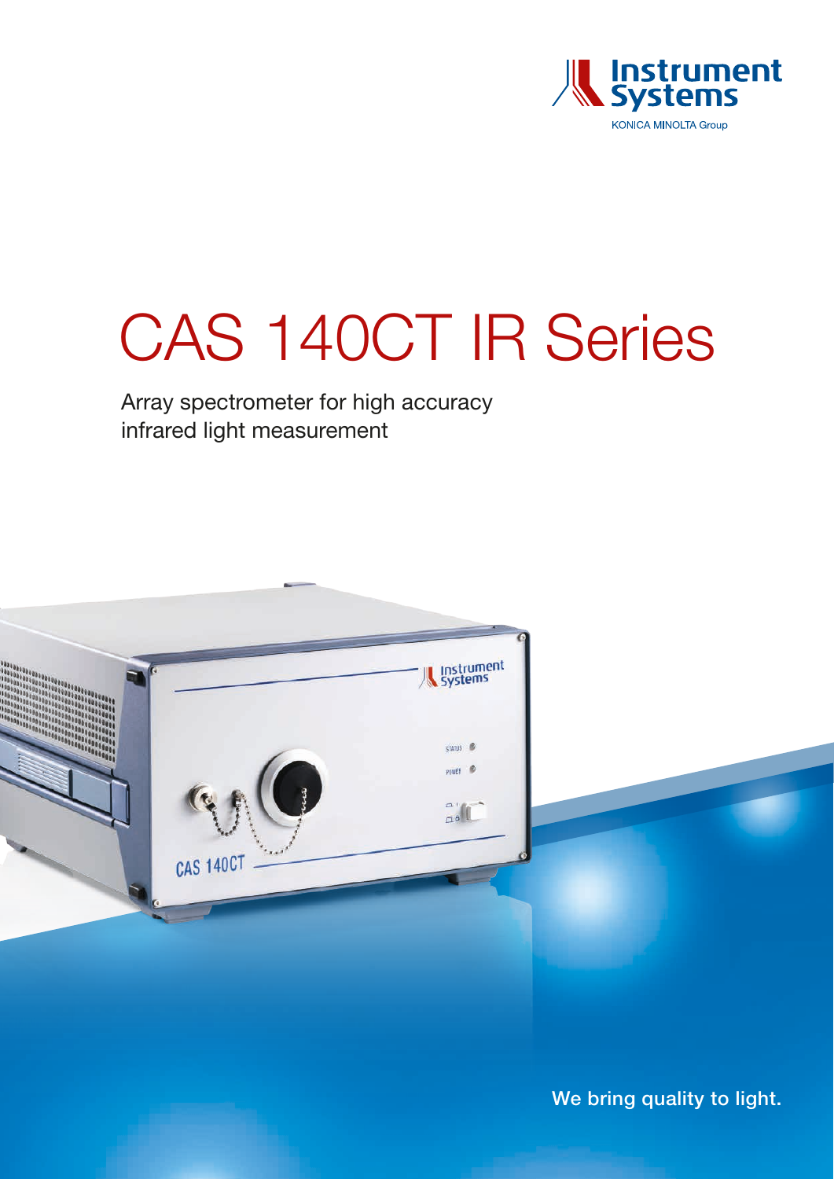Instrument Systems

KONICA MINOLTA Group

# CAS 140CT IR Series

Array spectrometer for high accuracy infrared light measurement

We bring quality to light.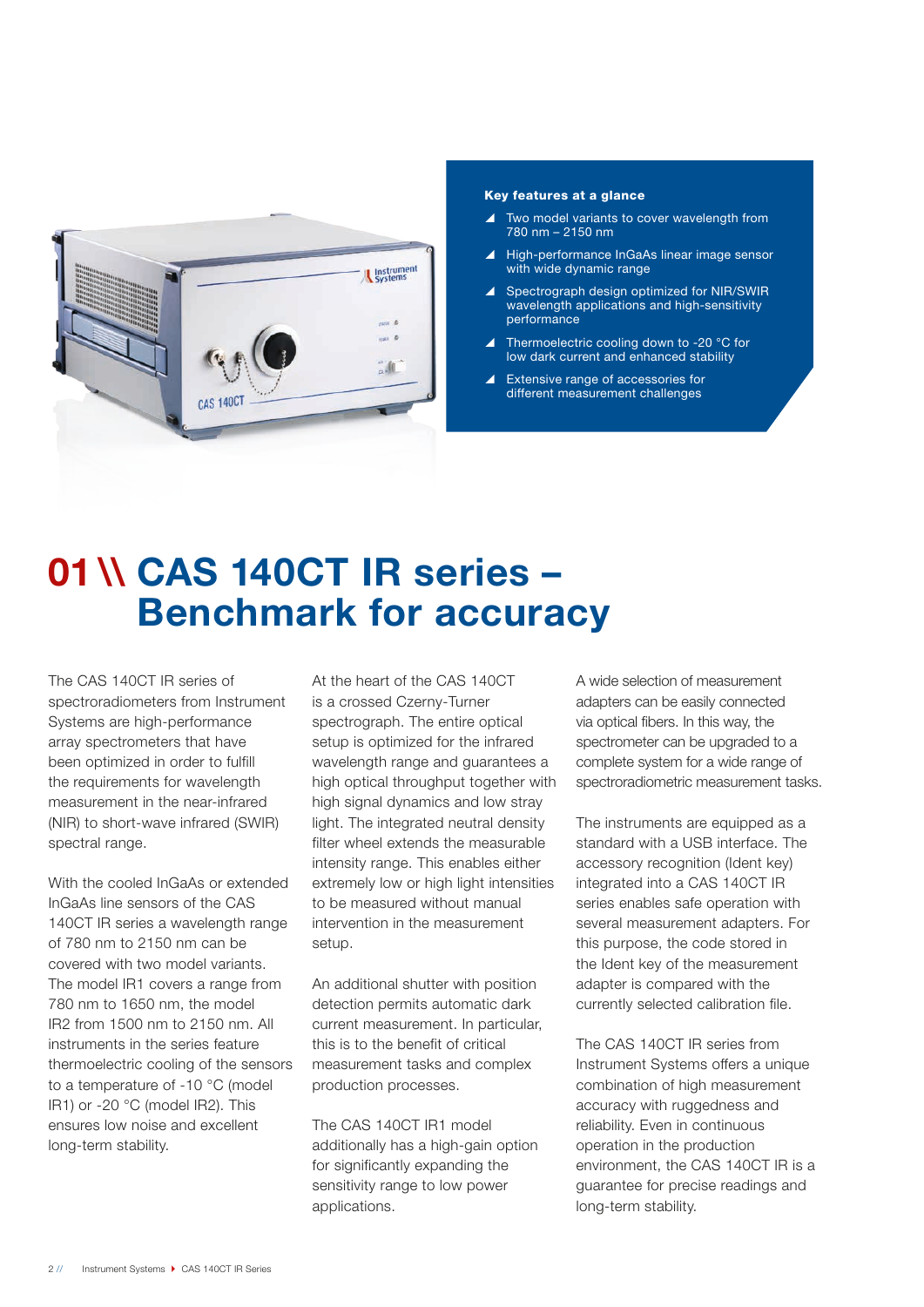**Key features at a glance**

- Two model variants to cover wavelength from 780 nm – 2150 nm
- High-performance InGaAs linear image sensor with wide dynamic range
- Spectrograph design optimized for NIR/SWIR wavelength applications and high-sensitivity performance
- Thermoelectric cooling down to -20 °C for low dark current and enhanced stability
- Extensive range of accessories for different measurement challenges

# 01 \\ CAS 140CT IR series – Benchmark for accuracy

The CAS 140CT IR series of spectroradiometers from Instrument Systems are high-performance array spectrometers that have been optimized in order to fulfill the requirements for wavelength measurement in the near-infrared (NIR) to short-wave infrared (SWIR) spectral range.

With the cooled InGaAs or extended InGaAs line sensors of the CAS 140CT IR series a wavelength range of 780 nm to 2150 nm can be covered with two model variants. The model IR1 covers a range from 780 nm to 1650 nm, the model IR2 from 1500 nm to 2150 nm. All instruments in the series feature thermoelectric cooling of the sensors to a temperature of -10 °C (model IR1) or -20 °C (model IR2). This ensures low noise and excellent long-term stability.

At the heart of the CAS 140CT is a crossed Czerny-Turner spectrograph. The entire optical setup is optimized for the infrared wavelength range and guarantees a high optical throughput together with high signal dynamics and low stray light. The integrated neutral density filter wheel extends the measurable intensity range. This enables either extremely low or high light intensities to be measured without manual intervention in the measurement setup.

An additional shutter with position detection permits automatic dark current measurement. In particular, this is to the benefit of critical measurement tasks and complex production processes.

The CAS 140CT IR1 model additionally has a high-gain option for significantly expanding the sensitivity range to low power applications.

A wide selection of measurement adapters can be easily connected via optical fibers. In this way, the spectrometer can be upgraded to a complete system for a wide range of spectroradiometric measurement tasks.

The instruments are equipped as a standard with a USB interface. The accessory recognition (Ident key) integrated into a CAS 140CT IR series enables safe operation with several measurement adapters. For this purpose, the code stored in the Ident key of the measurement adapter is compared with the currently selected calibration file.

The CAS 140CT IR series from Instrument Systems offers a unique combination of high measurement accuracy with ruggedness and reliability. Even in continuous operation in the production environment, the CAS 140CT IR is a guarantee for precise readings and long-term stability.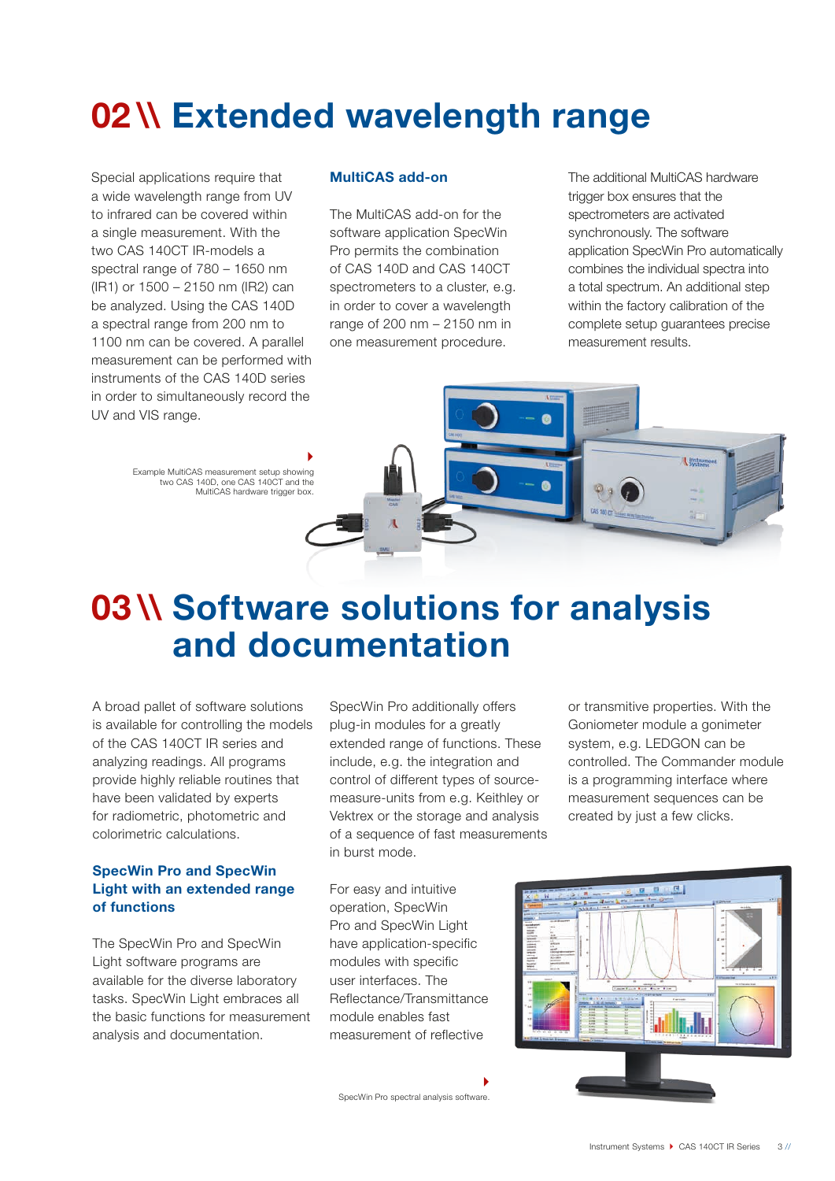# 02 \\ Extended wavelength range

Special applications require that a wide wavelength range from UV to infrared can be covered within a single measurement. With the two CAS 140CT IR-models a spectral range of 780 – 1650 nm (IR1) or 1500 – 2150 nm (IR2) can be analyzed. Using the CAS 140D a spectral range from 200 nm to 1100 nm can be covered. A parallel measurement can be performed with instruments of the CAS 140D series in order to simultaneously record the UV and VIS range.

### MultiCAS add-on

The MultiCAS add-on for the software application SpecWin Pro permits the combination of CAS 140D and CAS 140CT spectrometers to a cluster, e.g. in order to cover a wavelength range of 200 nm – 2150 nm in one measurement procedure.

The additional MultiCAS hardware trigger box ensures that the spectrometers are activated synchronously. The software application SpecWin Pro automatically combines the individual spectra into a total spectrum. An additional step within the factory calibration of the complete setup guarantees precise measurement results.

Example MultiCAS measurement setup showing two CAS 140D, one CAS 140CT and the MultiCAS hardware trigger box.

# 03 \\ Software solutions for analysis and documentation

A broad pallet of software solutions is available for controlling the models of the CAS 140CT IR series and analyzing readings. All programs provide highly reliable routines that have been validated by experts for radiometric, photometric and colorimetric calculations.

### SpecWin Pro and SpecWin Light with an extended range of functions

The SpecWin Pro and SpecWin Light software programs are available for the diverse laboratory tasks. SpecWin Light embraces all the basic functions for measurement analysis and documentation.

SpecWin Pro additionally offers plug-in modules for a greatly extended range of functions. These include, e.g. the integration and control of different types of source-measure-units from e.g. Keithley or Vektrex or the storage and analysis of a sequence of fast measurements in burst mode.

For easy and intuitive operation, SpecWin Pro and SpecWin Light have application-specific modules with specific user interfaces. The Reflectance/Transmittance module enables fast measurement of reflective or transmitive properties. With the Goniometer module a gonimeter system, e.g. LEDGON can be controlled. The Commander module is a programming interface where measurement sequences can be created by just a few clicks.

SpecWin Pro spectral analysis software.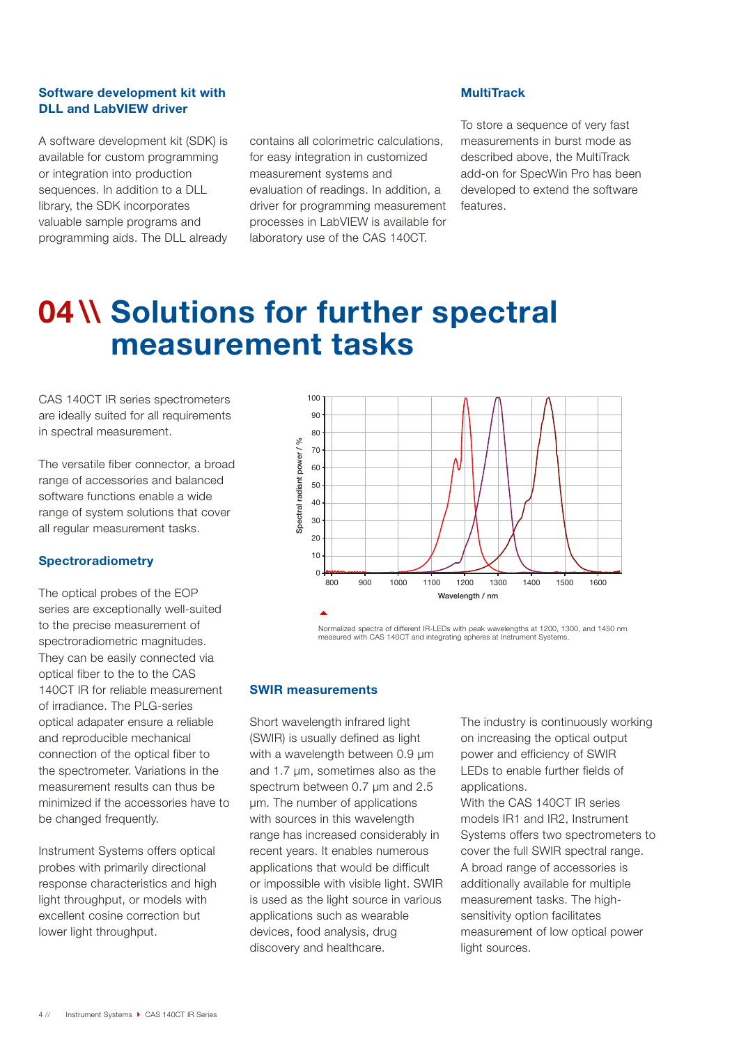### Software development kit with DLL and LabVIEW driver

A software development kit (SDK) is available for custom programming or integration into production sequences. In addition to a DLL library, the SDK incorporates valuable sample programs and programming aids. The DLL already contains all colorimetric calculations, for easy integration in customized measurement systems and evaluation of readings. In addition, a driver for programming measurement processes in LabVIEW is available for laboratory use of the CAS 140CT.

### MultiTrack

To store a sequence of very fast measurements in burst mode as described above, the MultiTrack add-on for SpecWin Pro has been developed to extend the software features.

# 04 \\ Solutions for further spectral measurement tasks

CAS 140CT IR series spectrometers are ideally suited for all requirements in spectral measurement.

The versatile fiber connector, a broad range of accessories and balanced software functions enable a wide range of system solutions that cover all regular measurement tasks.

### Spectroradiometry

The optical probes of the EOP series are exceptionally well-suited to the precise measurement of spectroradiometric magnitudes. They can be easily connected via optical fiber to the to the CAS 140CT IR for reliable measurement of irradiance. The PLG-series optical adapater ensure a reliable and reproducible mechanical connection of the optical fiber to the spectrometer. Variations in the measurement results can thus be minimized if the accessories have to be changed frequently.

Instrument Systems offers optical probes with primarily directional response characteristics and high light throughput, or models with excellent cosine correction but lower light throughput.

Normalized spectra of different IR-LEDs with peak wavelengths at 1200, 1300, and 1450 nm measured with CAS 140CT and integrating spheres at Instrument Systems.

### SWIR measurements

Short wavelength infrared light (SWIR) is usually defined as light with a wavelength between 0.9 µm and 1.7 µm, sometimes also as the spectrum between 0.7 µm and 2.5 µm. The number of applications with sources in this wavelength range has increased considerably in recent years. It enables numerous applications that would be difficult or impossible with visible light. SWIR is used as the light source in various applications such as wearable devices, food analysis, drug discovery and healthcare.

The industry is continuously working on increasing the optical output power and efficiency of SWIR LEDs to enable further fields of applications.
With the CAS 140CT IR series models IR1 and IR2, Instrument Systems offers two spectrometers to cover the full SWIR spectral range. A broad range of accessories is additionally available for multiple measurement tasks. The high-sensitivity option facilitates measurement of low optical power light sources.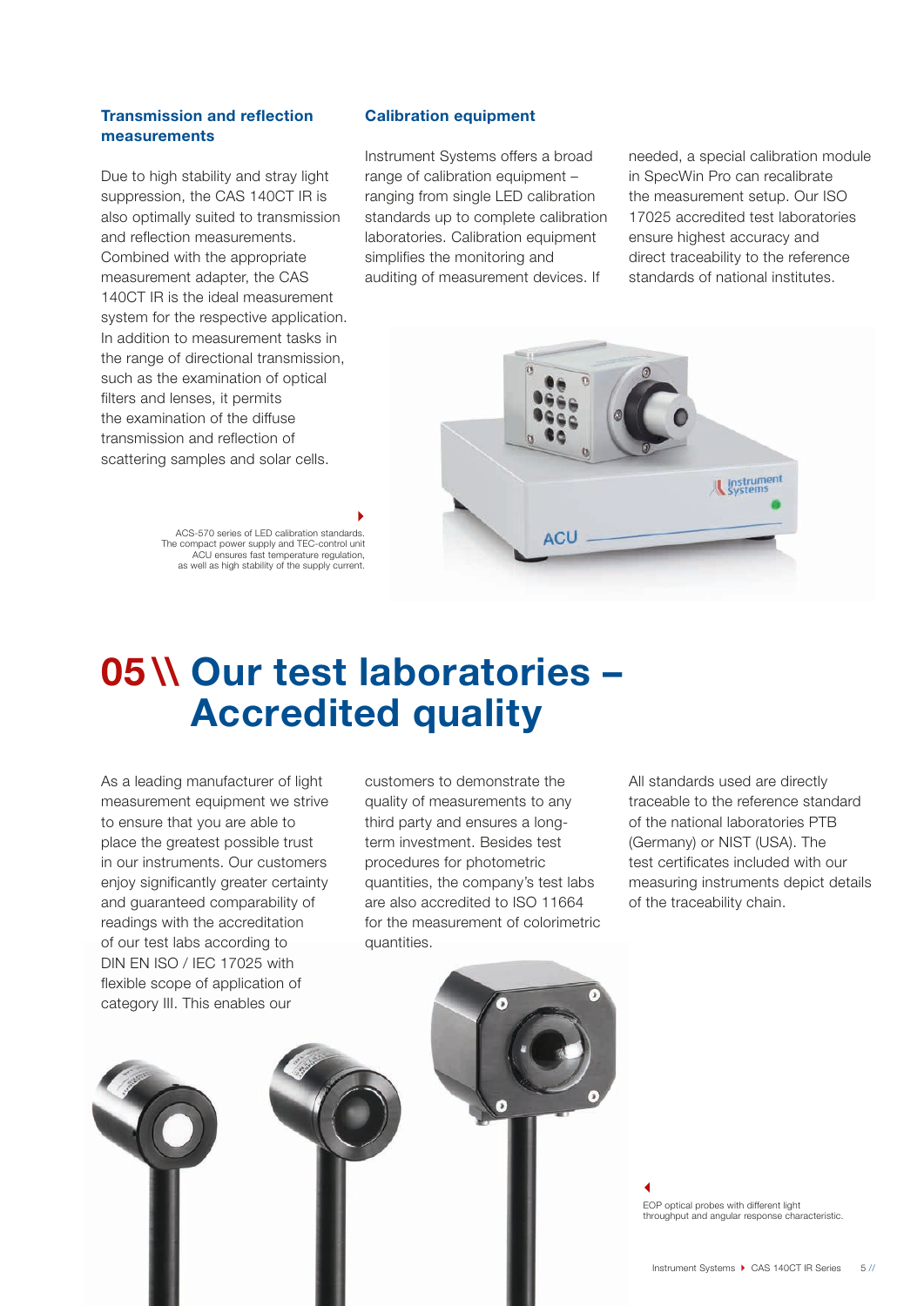### Transmission and reflection measurements

Due to high stability and stray light suppression, the CAS 140CT IR is also optimally suited to transmission and reflection measurements. Combined with the appropriate measurement adapter, the CAS 140CT IR is the ideal measurement system for the respective application. In addition to measurement tasks in the range of directional transmission, such as the examination of optical filters and lenses, it permits the examination of the diffuse transmission and reflection of scattering samples and solar cells.

### Calibration equipment

Instrument Systems offers a broad range of calibration equipment – ranging from single LED calibration standards up to complete calibration laboratories. Calibration equipment simplifies the monitoring and auditing of measurement devices. If needed, a special calibration module in SpecWin Pro can recalibrate the measurement setup. Our ISO 17025 accredited test laboratories ensure highest accuracy and direct traceability to the reference standards of national institutes.

ACS-570 series of LED calibration standards. The compact power supply and TEC-control unit ACU ensures fast temperature regulation, as well as high stability of the supply current.

# 05 \\ Our test laboratories – Accredited quality

As a leading manufacturer of light measurement equipment we strive to ensure that you are able to place the greatest possible trust in our instruments. Our customers enjoy significantly greater certainty and guaranteed comparability of readings with the accreditation of our test labs according to DIN EN ISO / IEC 17025 with flexible scope of application of category III. This enables our customers to demonstrate the quality of measurements to any third party and ensures a long-term investment. Besides test procedures for photometric quantities, the company's test labs are also accredited to ISO 11664 for the measurement of colorimetric quantities.

All standards used are directly traceable to the reference standard of the national laboratories PTB (Germany) or NIST (USA). The test certificates included with our measuring instruments depict details of the traceability chain.

EOP optical probes with different light throughput and angular response characteristic.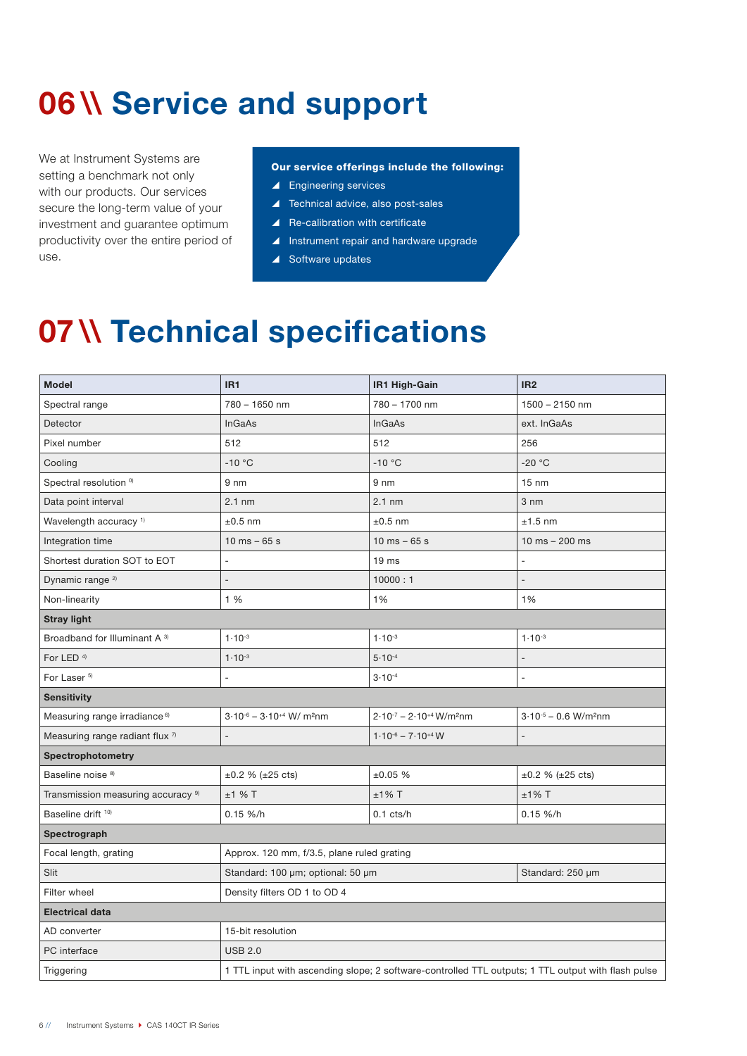# 06 \\ Service and support

We at Instrument Systems are setting a benchmark not only with our products. Our services secure the long-term value of your investment and guarantee optimum productivity over the entire period of use.

**Our service offerings include the following:**

- Engineering services
- Technical advice, also post-sales
- Re-calibration with certificate
- Instrument repair and hardware upgrade
- Software updates

# 07 \\ Technical specifications

| Model | IR1 | IR1 High-Gain | IR2 |
|---|---|---|---|
| Spectral range | 780 – 1650 nm | 780 – 1700 nm | 1500 – 2150 nm |
| Detector | InGaAs | InGaAs | ext. InGaAs |
| Pixel number | 512 | 512 | 256 |
| Cooling | -10 °C | -10 °C | -20 °C |
| Spectral resolution [0] | 9 nm | 9 nm | 15 nm |
| Data point interval | 2.1 nm | 2.1 nm | 3 nm |
| Wavelength accuracy [1] | ±0.5 nm | ±0.5 nm | ±1.5 nm |
| Integration time | 10 ms – 65 s | 10 ms – 65 s | 10 ms – 200 ms |
| Shortest duration SOT to EOT | - | 19 ms | - |
| Dynamic range [2] | - | 10000 : 1 | - |
| Non-linearity | 1 % | 1% | 1% |
| **Stray light** | | | |
| Broadband for Illuminant A [3] | $1 \cdot 10^{-3}$ | $1 \cdot 10^{-3}$ | $1 \cdot 10^{-3}$ |
| For LED [4] | $1 \cdot 10^{-3}$ | $5 \cdot 10^{-4}$ | - |
| For Laser [5] | - | $3 \cdot 10^{-4}$ | - |
| **Sensitivity** | | | |
| Measuring range irradiance [6] | $3 \cdot 10^{-6}$ – $3 \cdot 10^{+4}$ W/ m²nm | $2 \cdot 10^{-7}$ – $2 \cdot 10^{+4}$ W/m²nm | $3 \cdot 10^{-5}$ – 0.6 W/m²nm |
| Measuring range radiant flux [7] | - | $1 \cdot 10^{-6}$ – $7 \cdot 10^{+4}$ W | - |
| **Spectrophotometry** | | | |
| Baseline noise [8] | ±0.2 % (±25 cts) | ±0.05 % | ±0.2 % (±25 cts) |
| Transmission measuring accuracy [9] | ±1 % T | ±1% T | ±1% T |
| Baseline drift [10] | 0.15 %/h | 0.1 cts/h | 0.15 %/h |
| **Spectrograph** | | | |
| Focal length, grating | Approx. 120 mm, f/3.5, plane ruled grating | | |
| Slit | Standard: 100 µm; optional: 50 µm | | Standard: 250 µm |
| Filter wheel | Density filters OD 1 to OD 4 | | |
| **Electrical data** | | | |
| AD converter | 15-bit resolution | | |
| PC interface | USB 2.0 | | |
| Triggering | 1 TTL input with ascending slope; 2 software-controlled TTL outputs; 1 TTL output with flash pulse | | |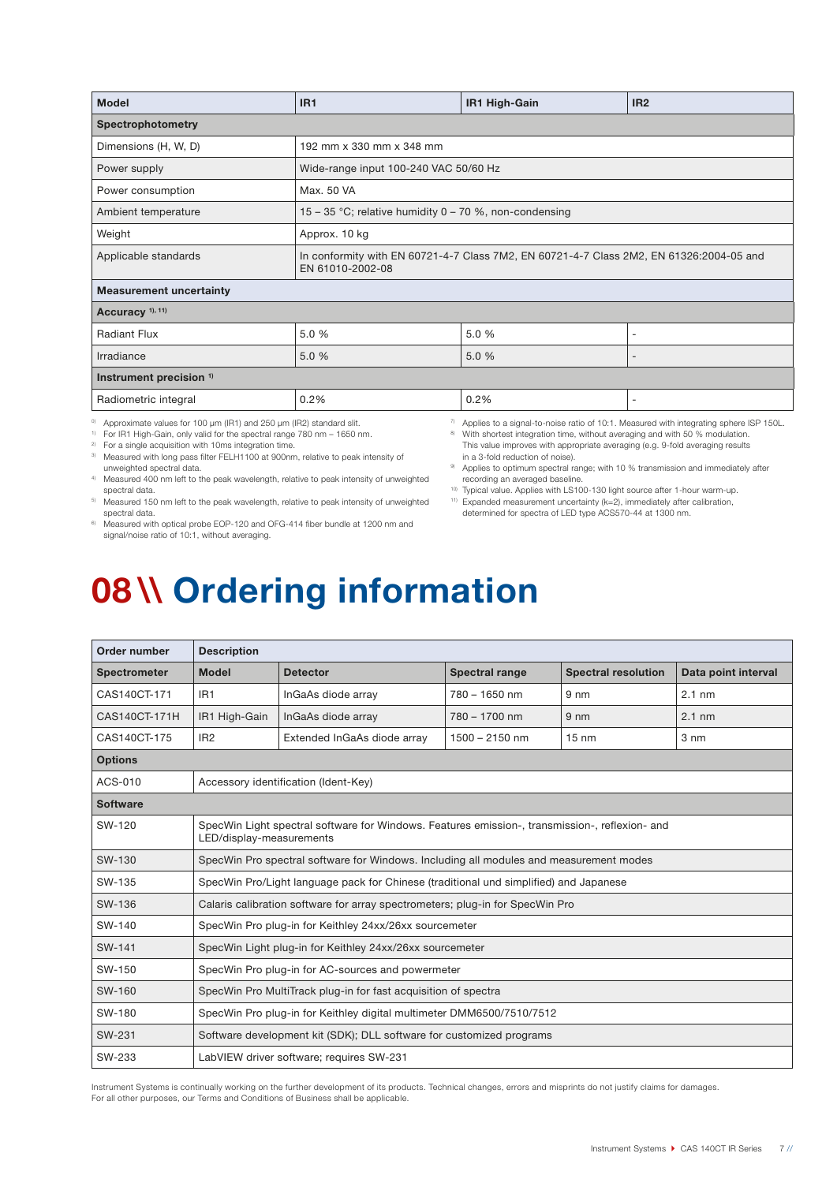| Model | IR1 | IR1 High-Gain | IR2 |
|---|---|---|---|
| **Spectrophotometry** | | | |
| Dimensions (H, W, D) | 192 mm x 330 mm x 348 mm | | |
| Power supply | Wide-range input 100-240 VAC 50/60 Hz | | |
| Power consumption | Max. 50 VA | | |
| Ambient temperature | 15 – 35 °C; relative humidity 0 – 70 %, non-condensing | | |
| Weight | Approx. 10 kg | | |
| Applicable standards | In conformity with EN 60721-4-7 Class 7M2, EN 60721-4-7 Class 2M2, EN 61326:2004-05 and EN 61010-2002-08 | | |
| **Measurement uncertainty** | | | |
| **Accuracy** [1), 11)] | | | |
| Radiant Flux | 5.0 % | 5.0 % | - |
| Irradiance | 5.0 % | 5.0 % | - |
| **Instrument precision** [1)] | | | |
| Radiometric integral | 0.2% | 0.2% | - |

[0)] Approximate values for 100 µm (IR1) and 250 µm (IR2) standard slit.
[1)] For IR1 High-Gain, only valid for the spectral range 780 nm – 1650 nm.
[2)] For a single acquisition with 10ms integration time.
[3)] Measured with long pass filter FELH1100 at 900nm, relative to peak intensity of unweighted spectral data.
[4)] Measured 400 nm left to the peak wavelength, relative to peak intensity of unweighted spectral data.
[5)] Measured 150 nm left to the peak wavelength, relative to peak intensity of unweighted spectral data.
[6)] Measured with optical probe EOP-120 and OFG-414 fiber bundle at 1200 nm and signal/noise ratio of 10:1, without averaging.
[7)] Applies to a signal-to-noise ratio of 10:1. Measured with integrating sphere ISP 150L.
[8)] With shortest integration time, without averaging and with 50 % modulation. This value improves with appropriate averaging (e.g. 9-fold averaging results in a 3-fold reduction of noise).
[9)] Applies to optimum spectral range; with 10 % transmission and immediately after recording an averaged baseline.
[10)] Typical value. Applies with LS100-130 light source after 1-hour warm-up.
[11)] Expanded measurement uncertainty (k=2), immediately after calibration, determined for spectra of LED type ACS570-44 at 1300 nm.

# 08 \\ Ordering information

| Order number | Description | | | | |
|---|---|---|---|---|---|
| **Spectrometer** | **Model** | **Detector** | **Spectral range** | **Spectral resolution** | **Data point interval** |
| CAS140CT-171 | IR1 | InGaAs diode array | 780 – 1650 nm | 9 nm | 2.1 nm |
| CAS140CT-171H | IR1 High-Gain | InGaAs diode array | 780 – 1700 nm | 9 nm | 2.1 nm |
| CAS140CT-175 | IR2 | Extended InGaAs diode array | 1500 – 2150 nm | 15 nm | 3 nm |
| **Options** | | | | | |
| ACS-010 | Accessory identification (Ident-Key) | | | | |
| **Software** | | | | | |
| SW-120 | SpecWin Light spectral software for Windows. Features emission-, transmission-, reflexion- and LED/display-measurements | | | | |
| SW-130 | SpecWin Pro spectral software for Windows. Including all modules and measurement modes | | | | |
| SW-135 | SpecWin Pro/Light language pack for Chinese (traditional und simplified) and Japanese | | | | |
| SW-136 | Calaris calibration software for array spectrometers; plug-in for SpecWin Pro | | | | |
| SW-140 | SpecWin Pro plug-in for Keithley 24xx/26xx sourcemeter | | | | |
| SW-141 | SpecWin Light plug-in for Keithley 24xx/26xx sourcemeter | | | | |
| SW-150 | SpecWin Pro plug-in for AC-sources and powermeter | | | | |
| SW-160 | SpecWin Pro MultiTrack plug-in for fast acquisition of spectra | | | | |
| SW-180 | SpecWin Pro plug-in for Keithley digital multimeter DMM6500/7510/7512 | | | | |
| SW-231 | Software development kit (SDK); DLL software for customized programs | | | | |
| SW-233 | LabVIEW driver software; requires SW-231 | | | | |

Instrument Systems is continually working on the further development of its products. Technical changes, errors and misprints do not justify claims for damages.
For all other purposes, our Terms and Conditions of Business shall be applicable.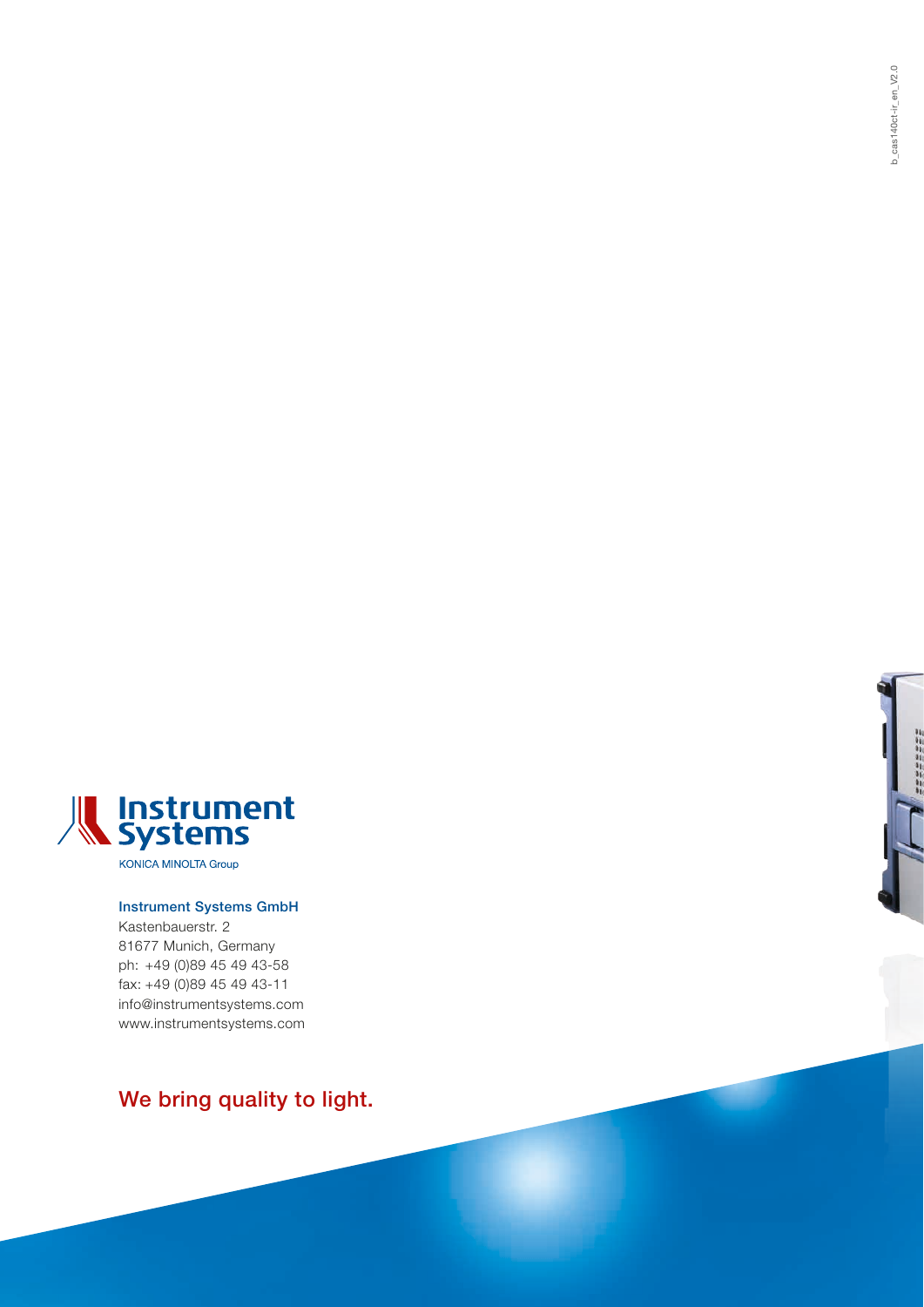Instrument Systems

KONICA MINOLTA Group

**Instrument Systems GmbH**
Kastenbauerstr. 2
81677 Munich, Germany
ph: +49 (0)89 45 49 43-58
fax: +49 (0)89 45 49 43-11
info@instrumentsystems.com
www.instrumentsystems.com

We bring quality to light.

b_cas140ct-ir_en_V2.0